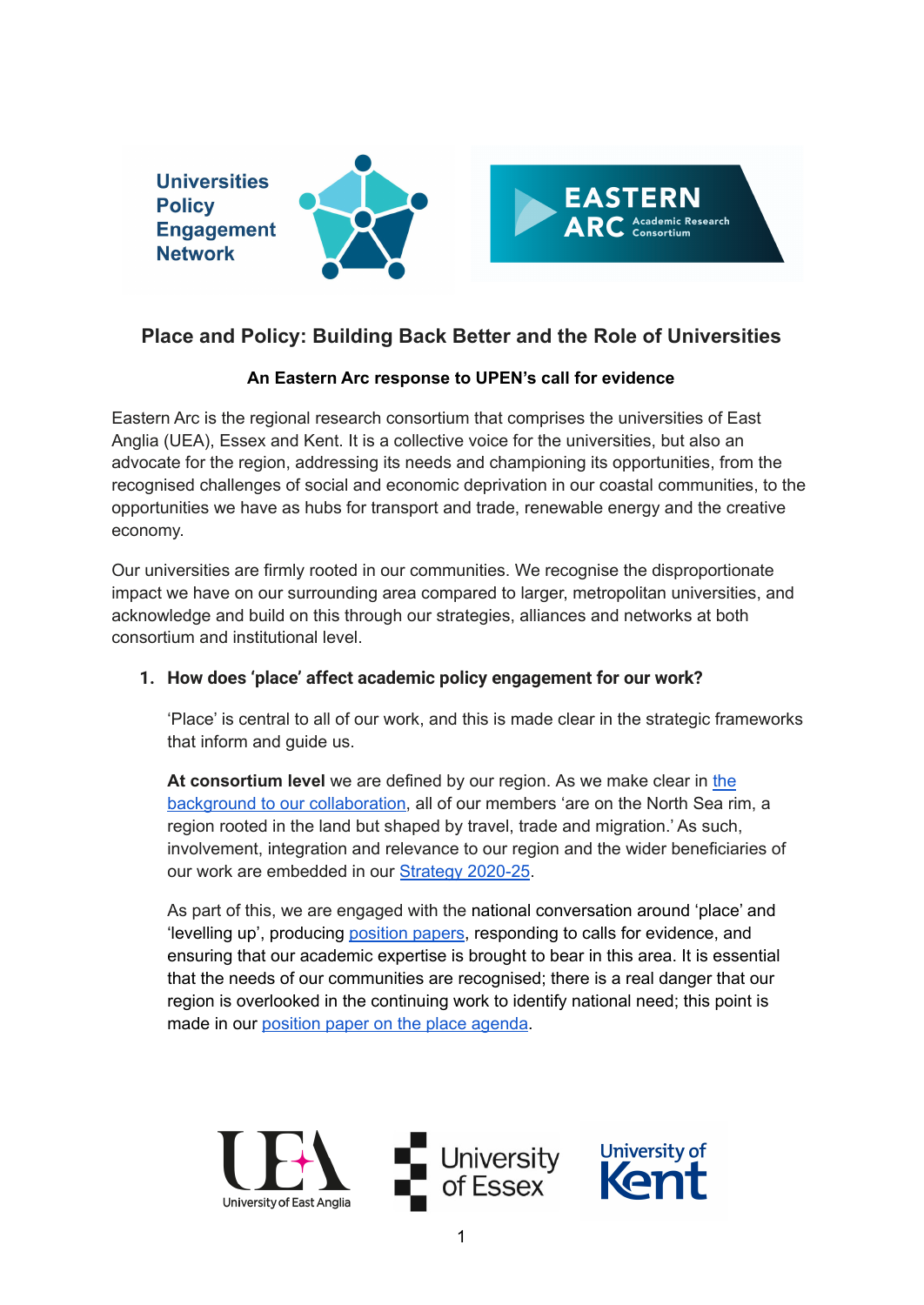# Place and Policy: Building Back Better and the Role of Universities

**An Eastern Arc response to UPEN's call for evidence**

Eastern Arc is the regional research consortium that comprises the universities of East Anglia (UEA), Essex and Kent. It is a collective voice for the universities, but also an advocate for the region, addressing its needs and championing its opportunities, from the recognised challenges of social and economic deprivation in our coastal communities, to the opportunities we have as hubs for transport and trade, renewable energy and the creative economy.

Our universities are firmly rooted in our communities. We recognise the disproportionate impact we have on our surrounding area compared to larger, metropolitan universities, and acknowledge and build on this through our strategies, alliances and networks at both consortium and institutional level.

## 1. How does 'place' affect academic policy engagement for our work?

'Place' is central to all of our work, and this is made clear in the strategic frameworks that inform and guide us.

**At consortium level** we are defined by our region. As we make clear in the background to our collaboration, all of our members 'are on the North Sea rim, a region rooted in the land but shaped by travel, trade and migration.' As such, involvement, integration and relevance to our region and the wider beneficiaries of our work are embedded in our Strategy 2020-25.

As part of this, we are engaged with the national conversation around 'place' and 'levelling up', producing position papers, responding to calls for evidence, and ensuring that our academic expertise is brought to bear in this area. It is essential that the needs of our communities are recognised; there is a real danger that our region is overlooked in the continuing work to identify national need; this point is made in our position paper on the place agenda.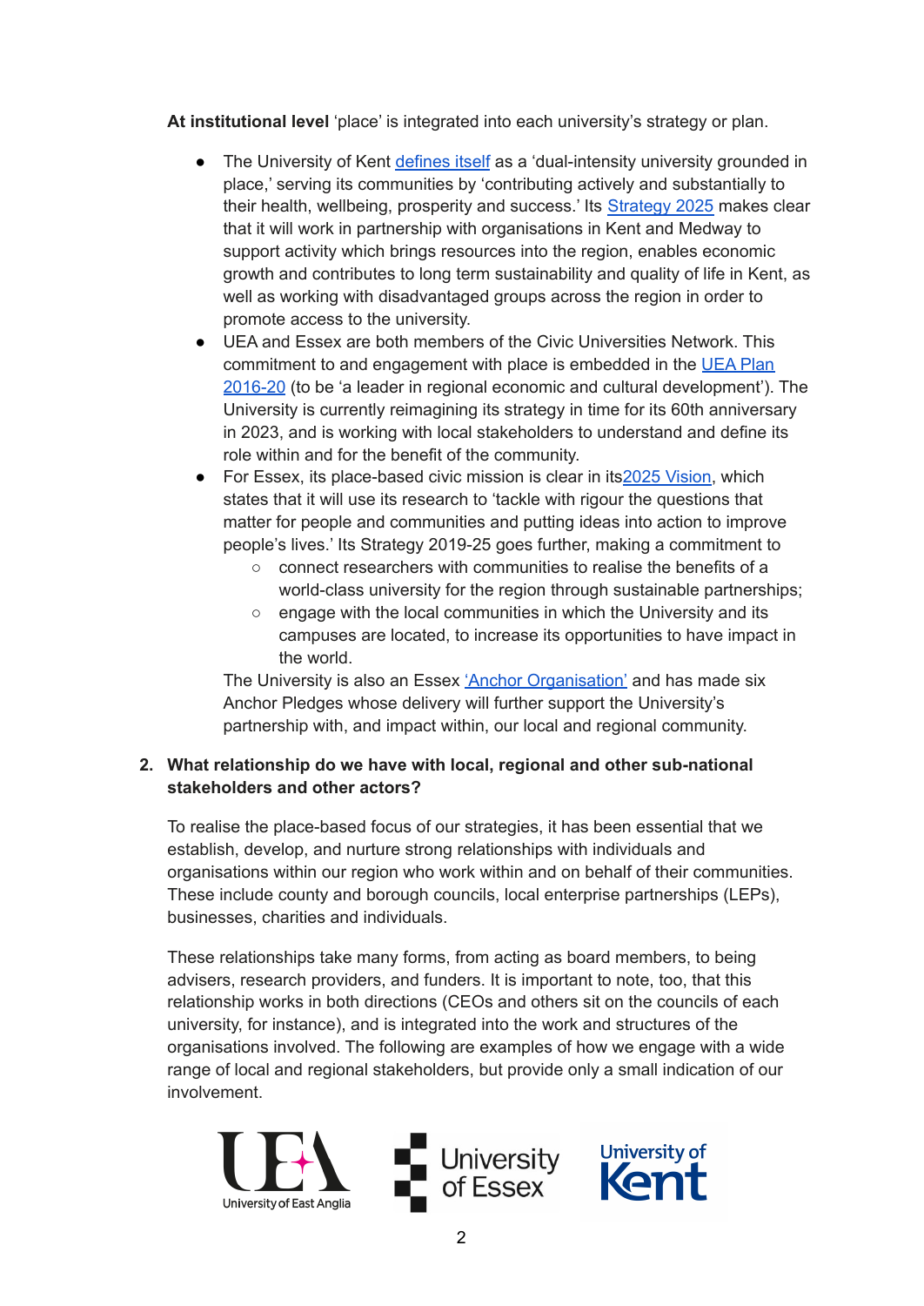**At institutional level** 'place' is integrated into each university's strategy or plan.

- The University of Kent defines itself as a 'dual-intensity university grounded in place,' serving its communities by 'contributing actively and substantially to their health, wellbeing, prosperity and success.' Its Strategy 2025 makes clear that it will work in partnership with organisations in Kent and Medway to support activity which brings resources into the region, enables economic growth and contributes to long term sustainability and quality of life in Kent, as well as working with disadvantaged groups across the region in order to promote access to the university.
- UEA and Essex are both members of the Civic Universities Network. This commitment to and engagement with place is embedded in the UEA Plan 2016-20 (to be 'a leader in regional economic and cultural development'). The University is currently reimagining its strategy in time for its 60th anniversary in 2023, and is working with local stakeholders to understand and define its role within and for the benefit of the community.
- For Essex, its place-based civic mission is clear in its2025 Vision, which states that it will use its research to 'tackle with rigour the questions that matter for people and communities and putting ideas into action to improve people's lives.' Its Strategy 2019-25 goes further, making a commitment to
  - connect researchers with communities to realise the benefits of a world-class university for the region through sustainable partnerships;
  - engage with the local communities in which the University and its campuses are located, to increase its opportunities to have impact in the world.

  The University is also an Essex 'Anchor Organisation' and has made six Anchor Pledges whose delivery will further support the University's partnership with, and impact within, our local and regional community.

2. **What relationship do we have with local, regional and other sub-national stakeholders and other actors?**

To realise the place-based focus of our strategies, it has been essential that we establish, develop, and nurture strong relationships with individuals and organisations within our region who work within and on behalf of their communities. These include county and borough councils, local enterprise partnerships (LEPs), businesses, charities and individuals.

These relationships take many forms, from acting as board members, to being advisers, research providers, and funders. It is important to note, too, that this relationship works in both directions (CEOs and others sit on the councils of each university, for instance), and is integrated into the work and structures of the organisations involved. The following are examples of how we engage with a wide range of local and regional stakeholders, but provide only a small indication of our involvement.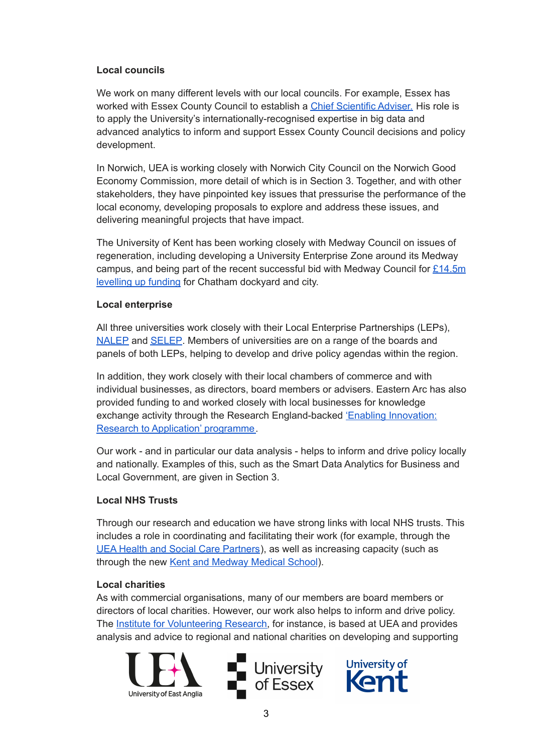**Local councils**

We work on many different levels with our local councils. For example, Essex has worked with Essex County Council to establish a Chief Scientific Adviser. His role is to apply the University's internationally-recognised expertise in big data and advanced analytics to inform and support Essex County Council decisions and policy development.

In Norwich, UEA is working closely with Norwich City Council on the Norwich Good Economy Commission, more detail of which is in Section 3. Together, and with other stakeholders, they have pinpointed key issues that pressurise the performance of the local economy, developing proposals to explore and address these issues, and delivering meaningful projects that have impact.

The University of Kent has been working closely with Medway Council on issues of regeneration, including developing a University Enterprise Zone around its Medway campus, and being part of the recent successful bid with Medway Council for £14.5m levelling up funding for Chatham dockyard and city.

**Local enterprise**

All three universities work closely with their Local Enterprise Partnerships (LEPs), NALEP and SELEP. Members of universities are on a range of the boards and panels of both LEPs, helping to develop and drive policy agendas within the region.

In addition, they work closely with their local chambers of commerce and with individual businesses, as directors, board members or advisers. Eastern Arc has also provided funding to and worked closely with local businesses for knowledge exchange activity through the Research England-backed 'Enabling Innovation: Research to Application' programme.

Our work - and in particular our data analysis - helps to inform and drive policy locally and nationally. Examples of this, such as the Smart Data Analytics for Business and Local Government, are given in Section 3.

**Local NHS Trusts**

Through our research and education we have strong links with local NHS trusts. This includes a role in coordinating and facilitating their work (for example, through the UEA Health and Social Care Partners), as well as increasing capacity (such as through the new Kent and Medway Medical School).

**Local charities**

As with commercial organisations, many of our members are board members or directors of local charities. However, our work also helps to inform and drive policy. The Institute for Volunteering Research, for instance, is based at UEA and provides analysis and advice to regional and national charities on developing and supporting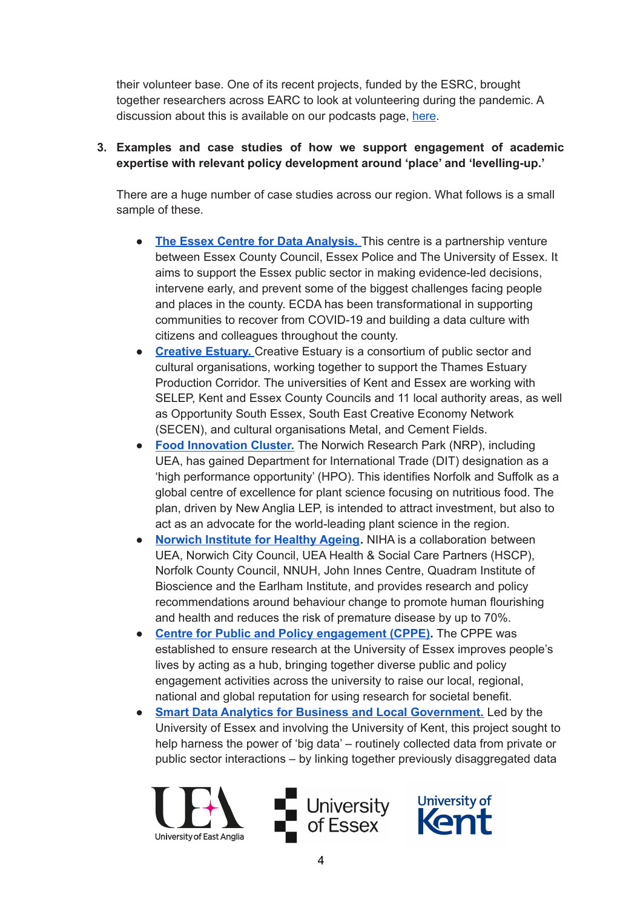their volunteer base. One of its recent projects, funded by the ESRC, brought together researchers across EARC to look at volunteering during the pandemic. A discussion about this is available on our podcasts page, here.

3. **Examples and case studies of how we support engagement of academic expertise with relevant policy development around 'place' and 'levelling-up.'**

   There are a huge number of case studies across our region. What follows is a small sample of these.

   - **The Essex Centre for Data Analysis.** This centre is a partnership venture between Essex County Council, Essex Police and The University of Essex. It aims to support the Essex public sector in making evidence-led decisions, intervene early, and prevent some of the biggest challenges facing people and places in the county. ECDA has been transformational in supporting communities to recover from COVID-19 and building a data culture with citizens and colleagues throughout the county.
   - **Creative Estuary.** Creative Estuary is a consortium of public sector and cultural organisations, working together to support the Thames Estuary Production Corridor. The universities of Kent and Essex are working with SELEP, Kent and Essex County Councils and 11 local authority areas, as well as Opportunity South Essex, South East Creative Economy Network (SECEN), and cultural organisations Metal, and Cement Fields.
   - **Food Innovation Cluster.** The Norwich Research Park (NRP), including UEA, has gained Department for International Trade (DIT) designation as a 'high performance opportunity' (HPO). This identifies Norfolk and Suffolk as a global centre of excellence for plant science focusing on nutritious food. The plan, driven by New Anglia LEP, is intended to attract investment, but also to act as an advocate for the world-leading plant science in the region.
   - **Norwich Institute for Healthy Ageing.** NIHA is a collaboration between UEA, Norwich City Council, UEA Health & Social Care Partners (HSCP), Norfolk County Council, NNUH, John Innes Centre, Quadram Institute of Bioscience and the Earlham Institute, and provides research and policy recommendations around behaviour change to promote human flourishing and health and reduces the risk of premature disease by up to 70%.
   - **Centre for Public and Policy engagement (CPPE).** The CPPE was established to ensure research at the University of Essex improves people's lives by acting as a hub, bringing together diverse public and policy engagement activities across the university to raise our local, regional, national and global reputation for using research for societal benefit.
   - **Smart Data Analytics for Business and Local Government.** Led by the University of Essex and involving the University of Kent, this project sought to help harness the power of 'big data' – routinely collected data from private or public sector interactions – by linking together previously disaggregated data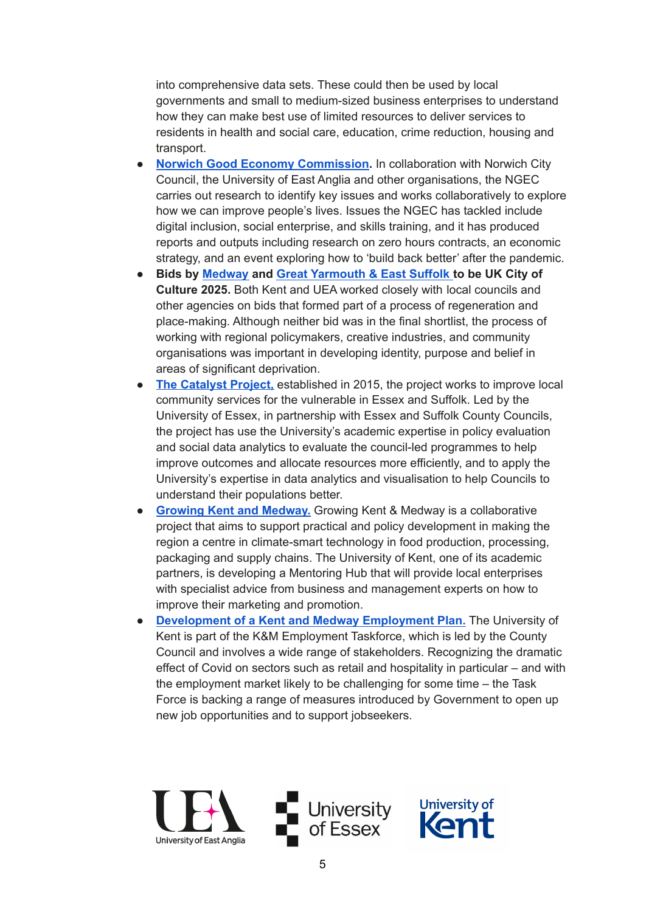into comprehensive data sets. These could then be used by local governments and small to medium-sized business enterprises to understand how they can make best use of limited resources to deliver services to residents in health and social care, education, crime reduction, housing and transport.

- **Norwich Good Economy Commission.** In collaboration with Norwich City Council, the University of East Anglia and other organisations, the NGEC carries out research to identify key issues and works collaboratively to explore how we can improve people's lives. Issues the NGEC has tackled include digital inclusion, social enterprise, and skills training, and it has produced reports and outputs including research on zero hours contracts, an economic strategy, and an event exploring how to 'build back better' after the pandemic.
- **Bids by Medway and Great Yarmouth & East Suffolk to be UK City of Culture 2025.** Both Kent and UEA worked closely with local councils and other agencies on bids that formed part of a process of regeneration and place-making. Although neither bid was in the final shortlist, the process of working with regional policymakers, creative industries, and community organisations was important in developing identity, purpose and belief in areas of significant deprivation.
- **The Catalyst Project,** established in 2015, the project works to improve local community services for the vulnerable in Essex and Suffolk. Led by the University of Essex, in partnership with Essex and Suffolk County Councils, the project has use the University's academic expertise in policy evaluation and social data analytics to evaluate the council-led programmes to help improve outcomes and allocate resources more efficiently, and to apply the University's expertise in data analytics and visualisation to help Councils to understand their populations better.
- **Growing Kent and Medway.** Growing Kent & Medway is a collaborative project that aims to support practical and policy development in making the region a centre in climate-smart technology in food production, processing, packaging and supply chains. The University of Kent, one of its academic partners, is developing a Mentoring Hub that will provide local enterprises with specialist advice from business and management experts on how to improve their marketing and promotion.
- **Development of a Kent and Medway Employment Plan.** The University of Kent is part of the K&M Employment Taskforce, which is led by the County Council and involves a wide range of stakeholders. Recognizing the dramatic effect of Covid on sectors such as retail and hospitality in particular – and with the employment market likely to be challenging for some time – the Task Force is backing a range of measures introduced by Government to open up new job opportunities and to support jobseekers.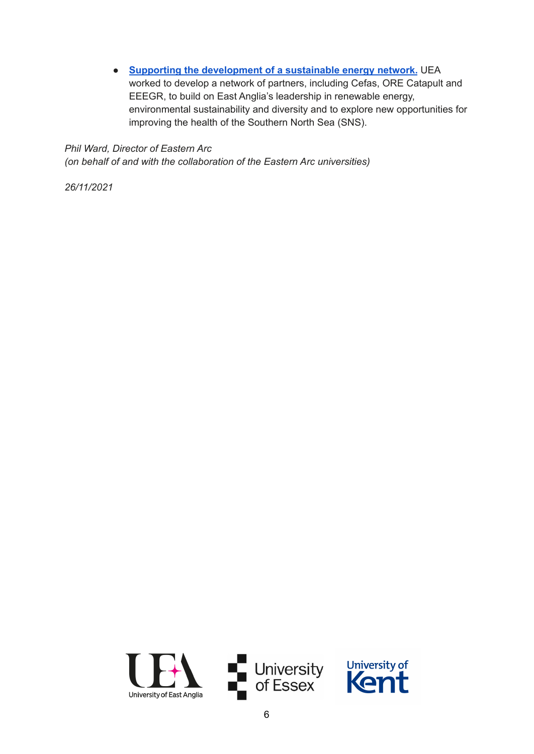- **Supporting the development of a sustainable energy network.** UEA worked to develop a network of partners, including Cefas, ORE Catapult and EEEGR, to build on East Anglia's leadership in renewable energy, environmental sustainability and diversity and to explore new opportunities for improving the health of the Southern North Sea (SNS).

*Phil Ward, Director of Eastern Arc*
*(on behalf of and with the collaboration of the Eastern Arc universities)*

*26/11/2021*

University of East Anglia

University of Essex

University of Kent